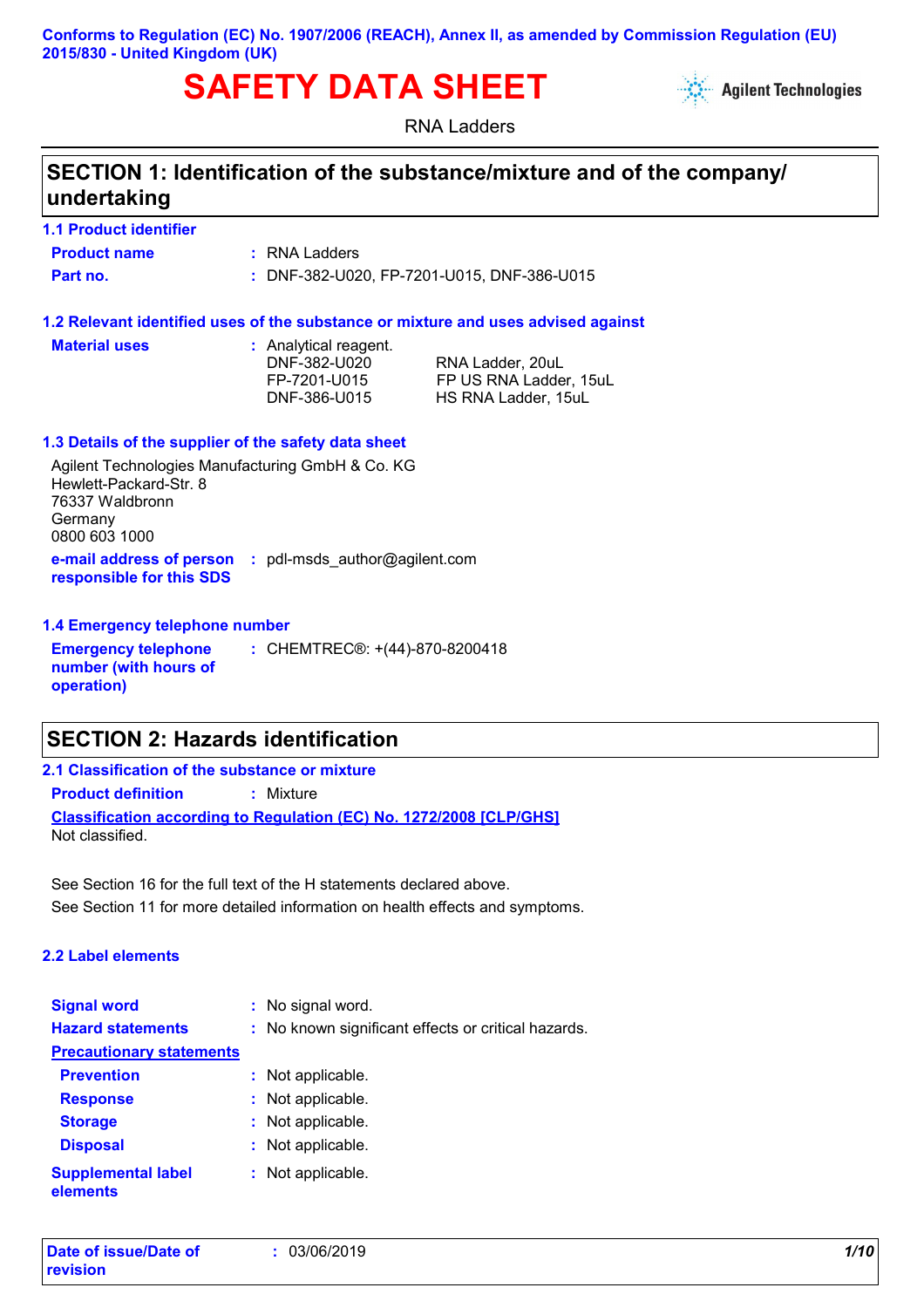Conforms to Regulation (EC) No. 1907/2006 (REACH), Annex II, as amended by Commission Regulation (EU) 2015/830 - United Kingdom (UK)

# SAFETY DATA SHEET

RNA Ladders

## SECTION 1: Identification of the substance/mixture and of the company/ undertaking

### 1.1 Product identifier

**Product name** : RNA Ladders

**Part no.** : DNF-382-U020, FP-7201-U015, DNF-386-U015

### 1.2 Relevant identified uses of the substance or mixture and uses advised against

**Material uses** : Analytical reagent.

| | |
|---|---|
| DNF-382-U020 | RNA Ladder, 20uL |
| FP-7201-U015 | FP US RNA Ladder, 15uL |
| DNF-386-U015 | HS RNA Ladder, 15uL |

### 1.3 Details of the supplier of the safety data sheet

Agilent Technologies Manufacturing GmbH & Co. KG
Hewlett-Packard-Str. 8
76337 Waldbronn
Germany
0800 603 1000

**e-mail address of person responsible for this SDS** : pdl-msds_author@agilent.com

### 1.4 Emergency telephone number

**Emergency telephone number (with hours of operation)** : CHEMTREC®: +(44)-870-8200418

## SECTION 2: Hazards identification

### 2.1 Classification of the substance or mixture

**Product definition** : Mixture

**Classification according to Regulation (EC) No. 1272/2008 [CLP/GHS]**

Not classified.

See Section 16 for the full text of the H statements declared above.

See Section 11 for more detailed information on health effects and symptoms.

### 2.2 Label elements

**Signal word** : No signal word.

**Hazard statements** : No known significant effects or critical hazards.

**Precautionary statements**

**Prevention** : Not applicable.

**Response** : Not applicable.

**Storage** : Not applicable.

**Disposal** : Not applicable.

**Supplemental label elements** : Not applicable.

**Date of issue/Date of revision** : 03/06/2019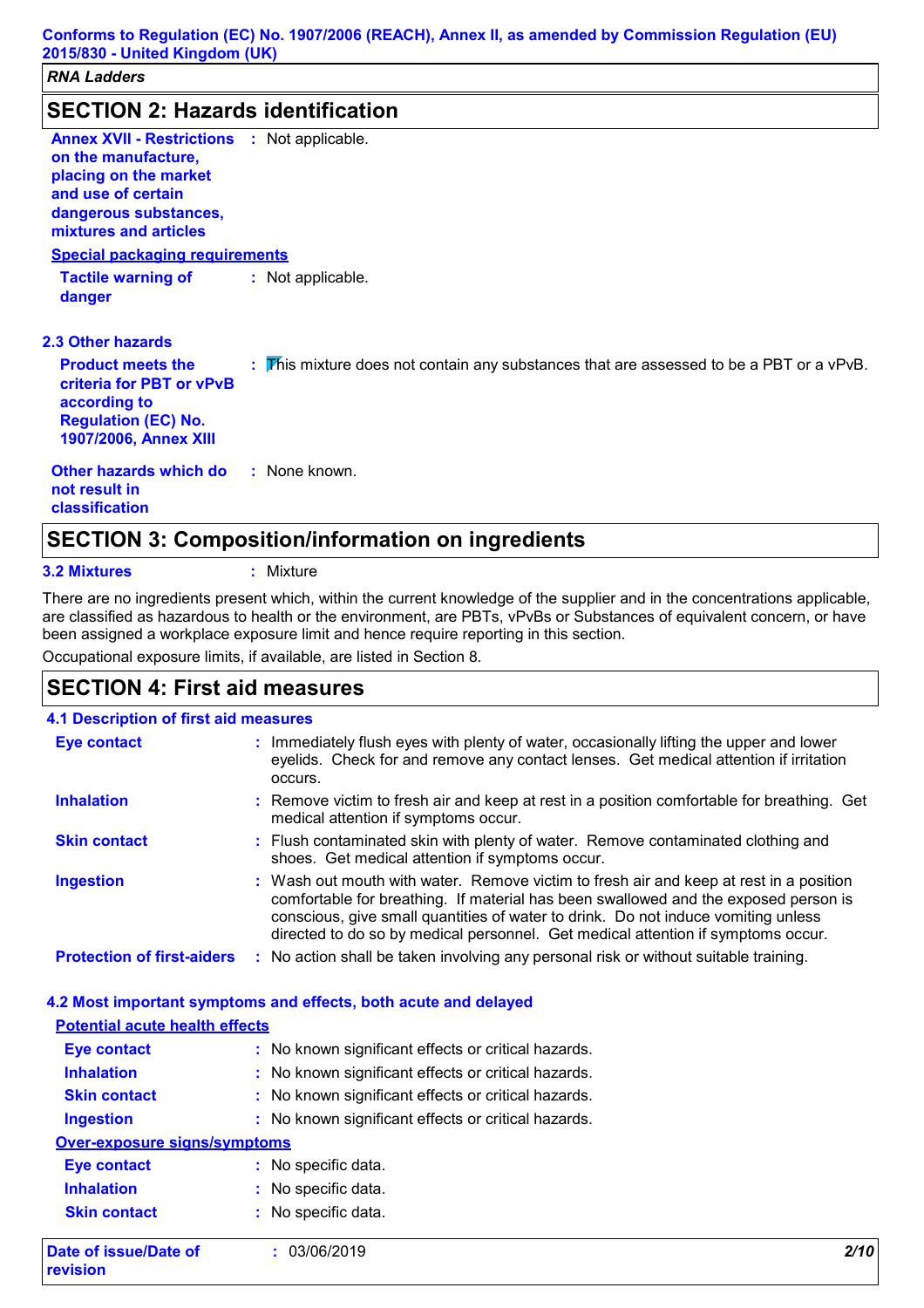## SECTION 2: Hazards identification

**Annex XVII - Restrictions on the manufacture, placing on the market and use of certain dangerous substances, mixtures and articles** : Not applicable.

**Special packaging requirements**

**Tactile warning of danger** : Not applicable.

### 2.3 Other hazards

**Product meets the criteria for PBT or vPvB according to Regulation (EC) No. 1907/2006, Annex XIII** : This mixture does not contain any substances that are assessed to be a PBT or a vPvB.

**Other hazards which do not result in classification** : None known.

## SECTION 3: Composition/information on ingredients

**3.2 Mixtures** : Mixture

There are no ingredients present which, within the current knowledge of the supplier and in the concentrations applicable, are classified as hazardous to health or the environment, are PBTs, vPvBs or Substances of equivalent concern, or have been assigned a workplace exposure limit and hence require reporting in this section.

Occupational exposure limits, if available, are listed in Section 8.

## SECTION 4: First aid measures

### 4.1 Description of first aid measures

**Eye contact** : Immediately flush eyes with plenty of water, occasionally lifting the upper and lower eyelids. Check for and remove any contact lenses. Get medical attention if irritation occurs.

**Inhalation** : Remove victim to fresh air and keep at rest in a position comfortable for breathing. Get medical attention if symptoms occur.

**Skin contact** : Flush contaminated skin with plenty of water. Remove contaminated clothing and shoes. Get medical attention if symptoms occur.

**Ingestion** : Wash out mouth with water. Remove victim to fresh air and keep at rest in a position comfortable for breathing. If material has been swallowed and the exposed person is conscious, give small quantities of water to drink. Do not induce vomiting unless directed to do so by medical personnel. Get medical attention if symptoms occur.

**Protection of first-aiders** : No action shall be taken involving any personal risk or without suitable training.

### 4.2 Most important symptoms and effects, both acute and delayed

**Potential acute health effects**

**Eye contact** : No known significant effects or critical hazards.

**Inhalation** : No known significant effects or critical hazards.

**Skin contact** : No known significant effects or critical hazards.

**Ingestion** : No known significant effects or critical hazards.

**Over-exposure signs/symptoms**

**Eye contact** : No specific data.

**Inhalation** : No specific data.

**Skin contact** : No specific data.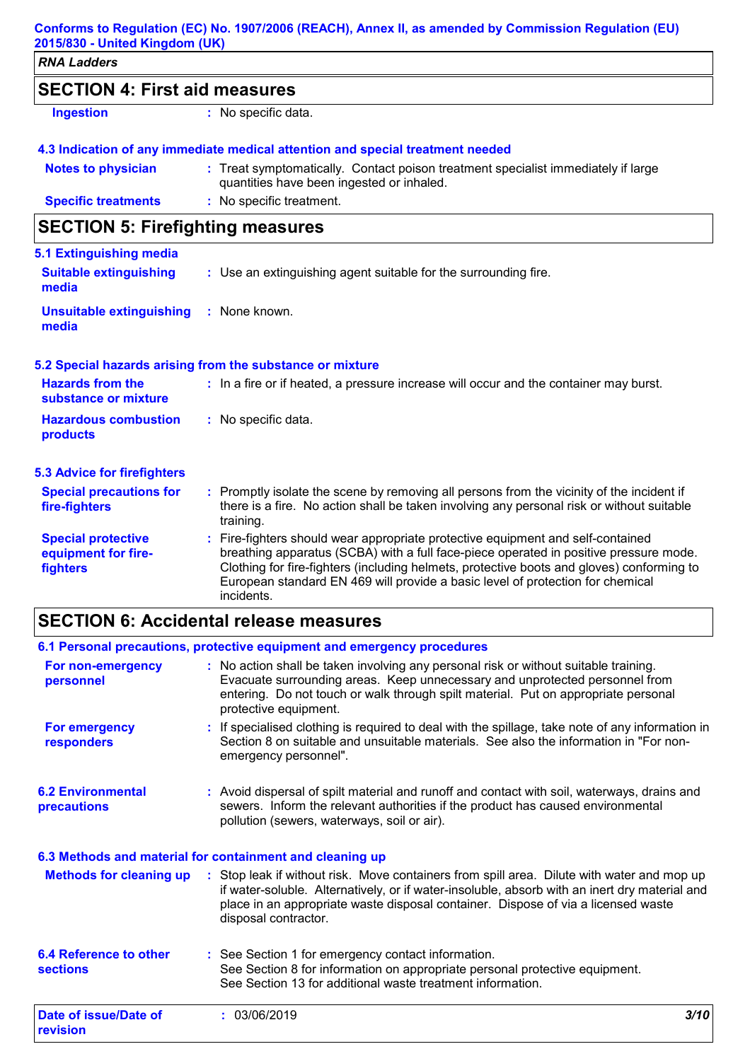## SECTION 4: First aid measures

**Ingestion** : No specific data.

### 4.3 Indication of any immediate medical attention and special treatment needed

**Notes to physician** : Treat symptomatically. Contact poison treatment specialist immediately if large quantities have been ingested or inhaled.

**Specific treatments** : No specific treatment.

## SECTION 5: Firefighting measures

### 5.1 Extinguishing media

**Suitable extinguishing media** : Use an extinguishing agent suitable for the surrounding fire.

**Unsuitable extinguishing media** : None known.

### 5.2 Special hazards arising from the substance or mixture

**Hazards from the substance or mixture** : In a fire or if heated, a pressure increase will occur and the container may burst.

**Hazardous combustion products** : No specific data.

### 5.3 Advice for firefighters

**Special precautions for fire-fighters** : Promptly isolate the scene by removing all persons from the vicinity of the incident if there is a fire. No action shall be taken involving any personal risk or without suitable training.

**Special protective equipment for fire-fighters** : Fire-fighters should wear appropriate protective equipment and self-contained breathing apparatus (SCBA) with a full face-piece operated in positive pressure mode. Clothing for fire-fighters (including helmets, protective boots and gloves) conforming to European standard EN 469 will provide a basic level of protection for chemical incidents.

## SECTION 6: Accidental release measures

### 6.1 Personal precautions, protective equipment and emergency procedures

**For non-emergency personnel** : No action shall be taken involving any personal risk or without suitable training. Evacuate surrounding areas. Keep unnecessary and unprotected personnel from entering. Do not touch or walk through spilt material. Put on appropriate personal protective equipment.

**For emergency responders** : If specialised clothing is required to deal with the spillage, take note of any information in Section 8 on suitable and unsuitable materials. See also the information in "For non-emergency personnel".

**6.2 Environmental precautions** : Avoid dispersal of spilt material and runoff and contact with soil, waterways, drains and sewers. Inform the relevant authorities if the product has caused environmental pollution (sewers, waterways, soil or air).

### 6.3 Methods and material for containment and cleaning up

**Methods for cleaning up** : Stop leak if without risk. Move containers from spill area. Dilute with water and mop up if water-soluble. Alternatively, or if water-insoluble, absorb with an inert dry material and place in an appropriate waste disposal container. Dispose of via a licensed waste disposal contractor.

**6.4 Reference to other sections** : See Section 1 for emergency contact information.
See Section 8 for information on appropriate personal protective equipment.
See Section 13 for additional waste treatment information.

**Date of issue/Date of revision** : 03/06/2019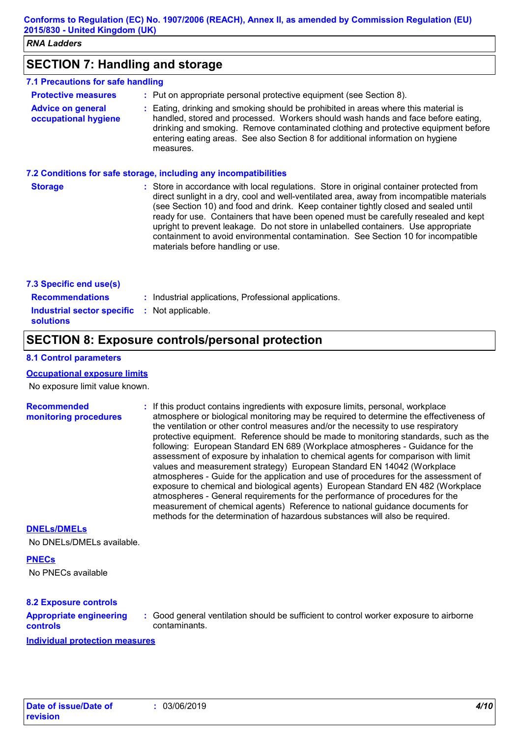## SECTION 7: Handling and storage

### 7.1 Precautions for safe handling

**Protective measures** : Put on appropriate personal protective equipment (see Section 8).

**Advice on general occupational hygiene** : Eating, drinking and smoking should be prohibited in areas where this material is handled, stored and processed. Workers should wash hands and face before eating, drinking and smoking. Remove contaminated clothing and protective equipment before entering eating areas. See also Section 8 for additional information on hygiene measures.

### 7.2 Conditions for safe storage, including any incompatibilities

**Storage** : Store in accordance with local regulations. Store in original container protected from direct sunlight in a dry, cool and well-ventilated area, away from incompatible materials (see Section 10) and food and drink. Keep container tightly closed and sealed until ready for use. Containers that have been opened must be carefully resealed and kept upright to prevent leakage. Do not store in unlabelled containers. Use appropriate containment to avoid environmental contamination. See Section 10 for incompatible materials before handling or use.

### 7.3 Specific end use(s)

**Recommendations** : Industrial applications, Professional applications.

**Industrial sector specific solutions** : Not applicable.

## SECTION 8: Exposure controls/personal protection

### 8.1 Control parameters

**Occupational exposure limits**

No exposure limit value known.

**Recommended monitoring procedures** : If this product contains ingredients with exposure limits, personal, workplace atmosphere or biological monitoring may be required to determine the effectiveness of the ventilation or other control measures and/or the necessity to use respiratory protective equipment. Reference should be made to monitoring standards, such as the following: European Standard EN 689 (Workplace atmospheres - Guidance for the assessment of exposure by inhalation to chemical agents for comparison with limit values and measurement strategy) European Standard EN 14042 (Workplace atmospheres - Guide for the application and use of procedures for the assessment of exposure to chemical and biological agents) European Standard EN 482 (Workplace atmospheres - General requirements for the performance of procedures for the measurement of chemical agents) Reference to national guidance documents for methods for the determination of hazardous substances will also be required.

**DNELs/DMELs**

No DNELs/DMELs available.

**PNECs**

No PNECs available

### 8.2 Exposure controls

**Appropriate engineering controls** : Good general ventilation should be sufficient to control worker exposure to airborne contaminants.

**Individual protection measures**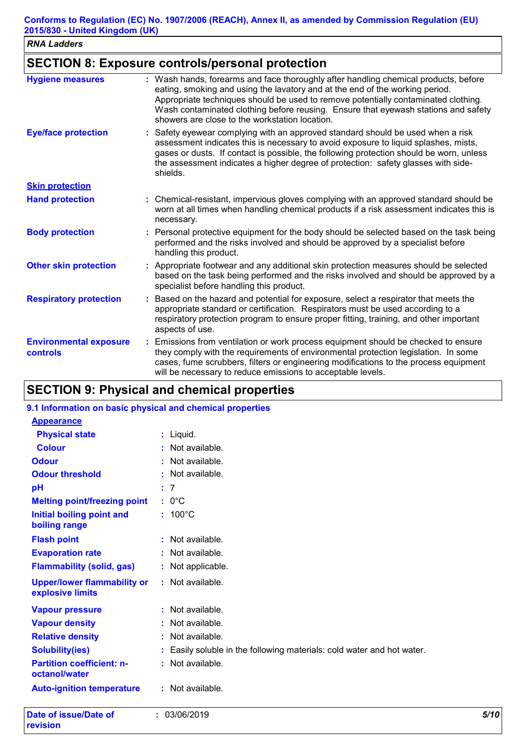## SECTION 8: Exposure controls/personal protection

**Hygiene measures** : Wash hands, forearms and face thoroughly after handling chemical products, before eating, smoking and using the lavatory and at the end of the working period. Appropriate techniques should be used to remove potentially contaminated clothing. Wash contaminated clothing before reusing. Ensure that eyewash stations and safety showers are close to the workstation location.

**Eye/face protection** : Safety eyewear complying with an approved standard should be used when a risk assessment indicates this is necessary to avoid exposure to liquid splashes, mists, gases or dusts. If contact is possible, the following protection should be worn, unless the assessment indicates a higher degree of protection: safety glasses with side-shields.

**Skin protection**

**Hand protection** : Chemical-resistant, impervious gloves complying with an approved standard should be worn at all times when handling chemical products if a risk assessment indicates this is necessary.

**Body protection** : Personal protective equipment for the body should be selected based on the task being performed and the risks involved and should be approved by a specialist before handling this product.

**Other skin protection** : Appropriate footwear and any additional skin protection measures should be selected based on the task being performed and the risks involved and should be approved by a specialist before handling this product.

**Respiratory protection** : Based on the hazard and potential for exposure, select a respirator that meets the appropriate standard or certification. Respirators must be used according to a respiratory protection program to ensure proper fitting, training, and other important aspects of use.

**Environmental exposure controls** : Emissions from ventilation or work process equipment should be checked to ensure they comply with the requirements of environmental protection legislation. In some cases, fume scrubbers, filters or engineering modifications to the process equipment will be necessary to reduce emissions to acceptable levels.

## SECTION 9: Physical and chemical properties

### 9.1 Information on basic physical and chemical properties

**Appearance**

**Physical state** : Liquid.

**Colour** : Not available.

**Odour** : Not available.

**Odour threshold** : Not available.

**pH** : 7

**Melting point/freezing point** : 0°C

**Initial boiling point and boiling range** : 100°C

**Flash point** : Not available.

**Evaporation rate** : Not available.

**Flammability (solid, gas)** : Not applicable.

**Upper/lower flammability or explosive limits** : Not available.

**Vapour pressure** : Not available.

**Vapour density** : Not available.

**Relative density** : Not available.

**Solubility(ies)** : Easily soluble in the following materials: cold water and hot water.

**Partition coefficient: n-octanol/water** : Not available.

**Auto-ignition temperature** : Not available.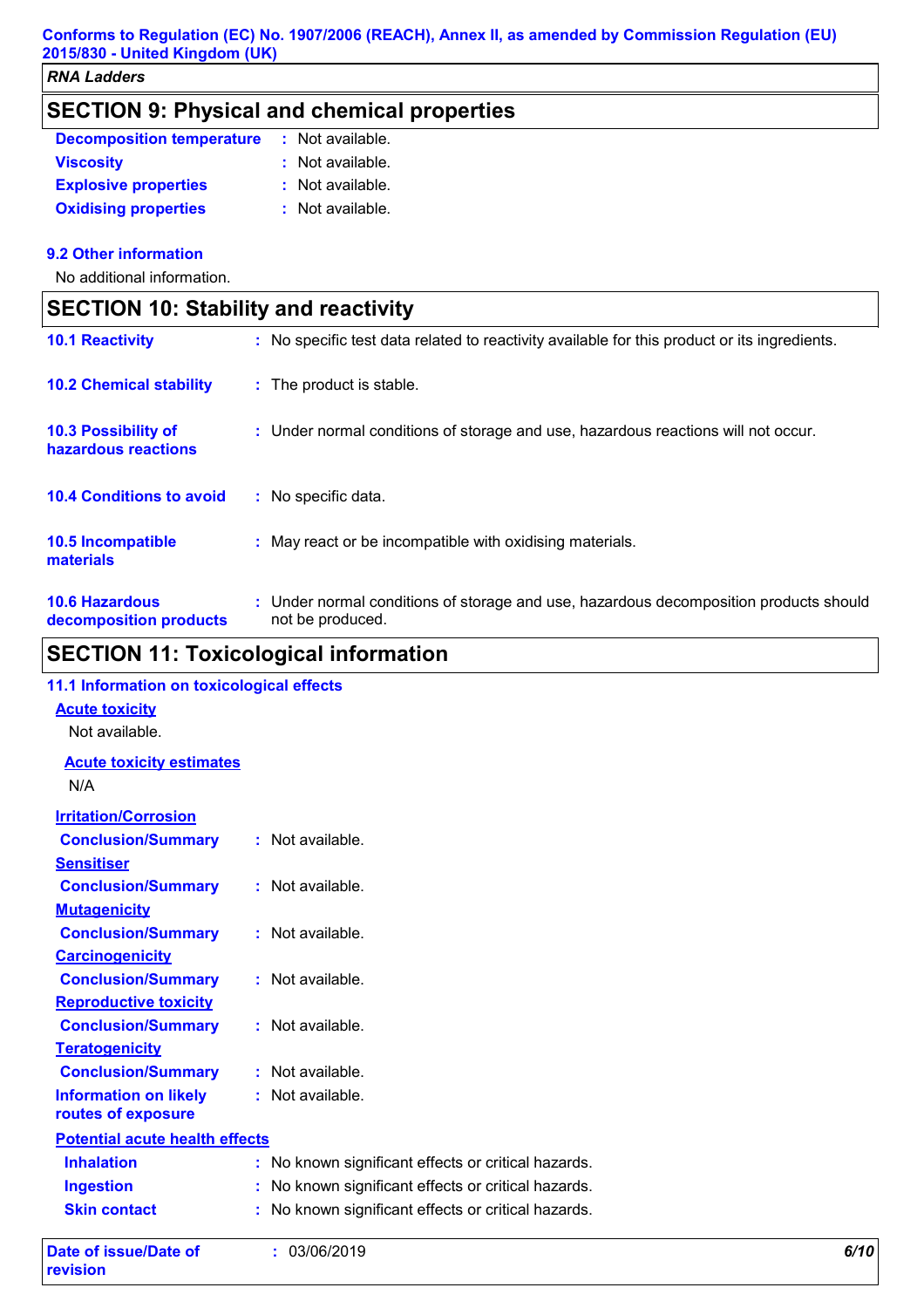## SECTION 9: Physical and chemical properties

| | |
|---|---|
| **Decomposition temperature** | : Not available. |
| **Viscosity** | : Not available. |
| **Explosive properties** | : Not available. |
| **Oxidising properties** | : Not available. |

### 9.2 Other information

No additional information.

## SECTION 10: Stability and reactivity

| | |
|---|---|
| **10.1 Reactivity** | : No specific test data related to reactivity available for this product or its ingredients. |
| **10.2 Chemical stability** | : The product is stable. |
| **10.3 Possibility of hazardous reactions** | : Under normal conditions of storage and use, hazardous reactions will not occur. |
| **10.4 Conditions to avoid** | : No specific data. |
| **10.5 Incompatible materials** | : May react or be incompatible with oxidising materials. |
| **10.6 Hazardous decomposition products** | : Under normal conditions of storage and use, hazardous decomposition products should not be produced. |

## SECTION 11: Toxicological information

### 11.1 Information on toxicological effects

**Acute toxicity**

Not available.

**Acute toxicity estimates**

N/A

**Irritation/Corrosion**

| | |
|---|---|
| **Conclusion/Summary** | : Not available. |

**Sensitiser**

| | |
|---|---|
| **Conclusion/Summary** | : Not available. |

**Mutagenicity**

| | |
|---|---|
| **Conclusion/Summary** | : Not available. |

**Carcinogenicity**

| | |
|---|---|
| **Conclusion/Summary** | : Not available. |

**Reproductive toxicity**

| | |
|---|---|
| **Conclusion/Summary** | : Not available. |

**Teratogenicity**

| | |
|---|---|
| **Conclusion/Summary** | : Not available. |
| **Information on likely routes of exposure** | : Not available. |

**Potential acute health effects**

| | |
|---|---|
| **Inhalation** | : No known significant effects or critical hazards. |
| **Ingestion** | : No known significant effects or critical hazards. |
| **Skin contact** | : No known significant effects or critical hazards. |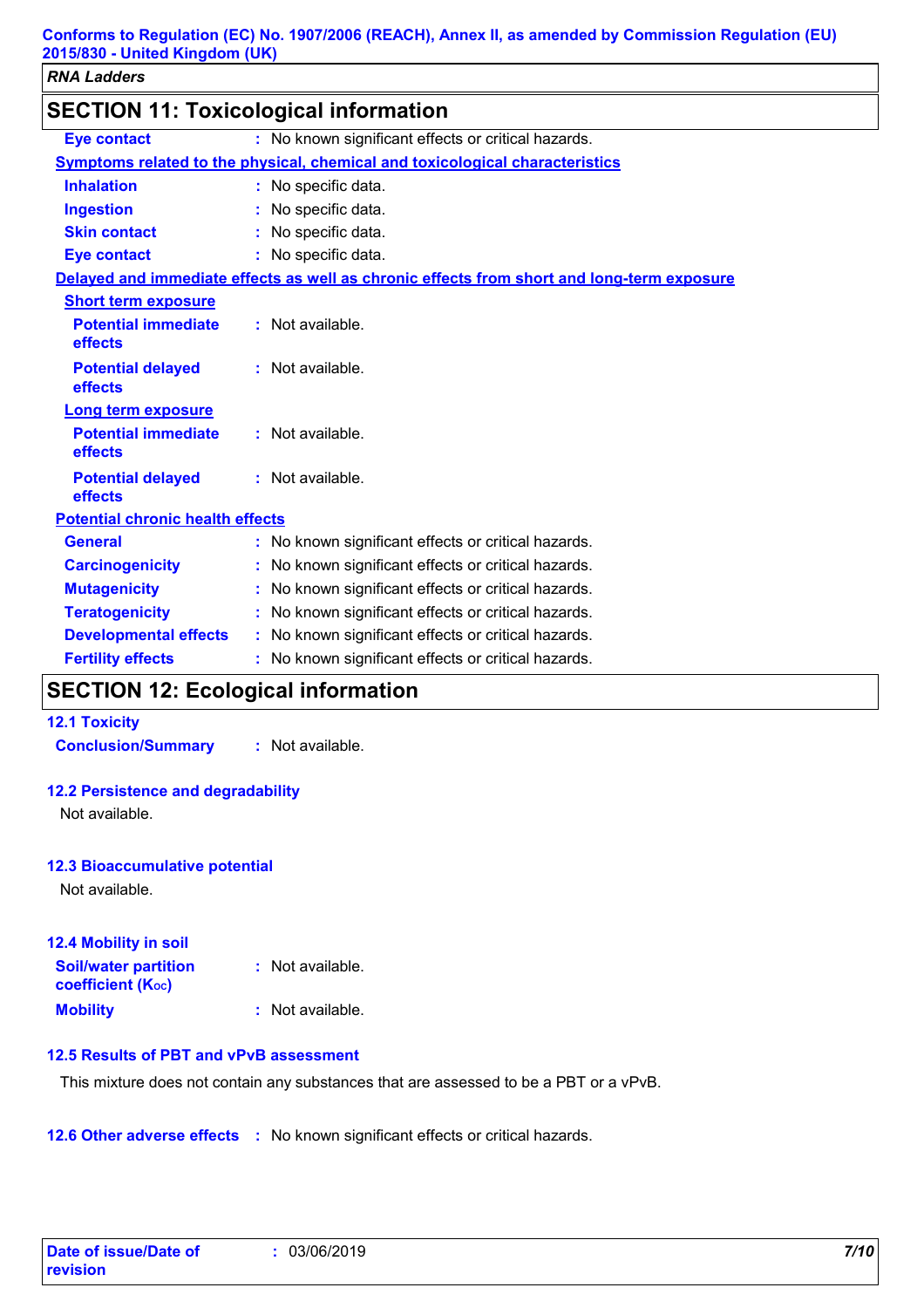## SECTION 11: Toxicological information

**Eye contact** : No known significant effects or critical hazards.

**Symptoms related to the physical, chemical and toxicological characteristics**

| | |
|---|---|
| **Inhalation** | : No specific data. |
| **Ingestion** | : No specific data. |
| **Skin contact** | : No specific data. |
| **Eye contact** | : No specific data. |

**Delayed and immediate effects as well as chronic effects from short and long-term exposure**

**Short term exposure**

| | |
|---|---|
| **Potential immediate effects** | : Not available. |
| **Potential delayed effects** | : Not available. |

**Long term exposure**

| | |
|---|---|
| **Potential immediate effects** | : Not available. |
| **Potential delayed effects** | : Not available. |

**Potential chronic health effects**

| | |
|---|---|
| **General** | : No known significant effects or critical hazards. |
| **Carcinogenicity** | : No known significant effects or critical hazards. |
| **Mutagenicity** | : No known significant effects or critical hazards. |
| **Teratogenicity** | : No known significant effects or critical hazards. |
| **Developmental effects** | : No known significant effects or critical hazards. |
| **Fertility effects** | : No known significant effects or critical hazards. |

## SECTION 12: Ecological information

### 12.1 Toxicity

**Conclusion/Summary** : Not available.

### 12.2 Persistence and degradability

Not available.

### 12.3 Bioaccumulative potential

Not available.

### 12.4 Mobility in soil

| | |
|---|---|
| **Soil/water partition coefficient ($K_{OC}$)** | : Not available. |
| **Mobility** | : Not available. |

### 12.5 Results of PBT and vPvB assessment

This mixture does not contain any substances that are assessed to be a PBT or a vPvB.

**12.6 Other adverse effects** : No known significant effects or critical hazards.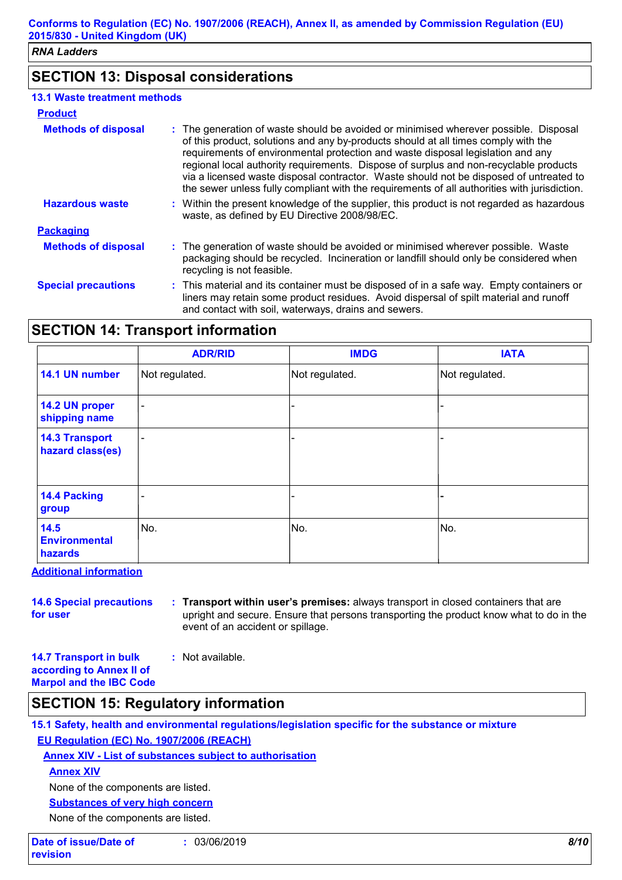## SECTION 13: Disposal considerations

### 13.1 Waste treatment methods

**Product**

**Methods of disposal** : The generation of waste should be avoided or minimised wherever possible. Disposal of this product, solutions and any by-products should at all times comply with the requirements of environmental protection and waste disposal legislation and any regional local authority requirements. Dispose of surplus and non-recyclable products via a licensed waste disposal contractor. Waste should not be disposed of untreated to the sewer unless fully compliant with the requirements of all authorities with jurisdiction.

**Hazardous waste** : Within the present knowledge of the supplier, this product is not regarded as hazardous waste, as defined by EU Directive 2008/98/EC.

**Packaging**

**Methods of disposal** : The generation of waste should be avoided or minimised wherever possible. Waste packaging should be recycled. Incineration or landfill should only be considered when recycling is not feasible.

**Special precautions** : This material and its container must be disposed of in a safe way. Empty containers or liners may retain some product residues. Avoid dispersal of spilt material and runoff and contact with soil, waterways, drains and sewers.

## SECTION 14: Transport information

| | ADR/RID | IMDG | IATA |
|---|---|---|---|
| 14.1 UN number | Not regulated. | Not regulated. | Not regulated. |
| 14.2 UN proper shipping name | - | - | - |
| 14.3 Transport hazard class(es) | - | - | - |
| 14.4 Packing group | - | - | - |
| 14.5 Environmental hazards | No. | No. | No. |

**Additional information**

**14.6 Special precautions for user** : **Transport within user's premises:** always transport in closed containers that are upright and secure. Ensure that persons transporting the product know what to do in the event of an accident or spillage.

**14.7 Transport in bulk according to Annex II of Marpol and the IBC Code** : Not available.

## SECTION 15: Regulatory information

### 15.1 Safety, health and environmental regulations/legislation specific for the substance or mixture

**EU Regulation (EC) No. 1907/2006 (REACH)**

**Annex XIV - List of substances subject to authorisation**

**Annex XIV**

None of the components are listed.

**Substances of very high concern**

None of the components are listed.

**Date of issue/Date of revision** : 03/06/2019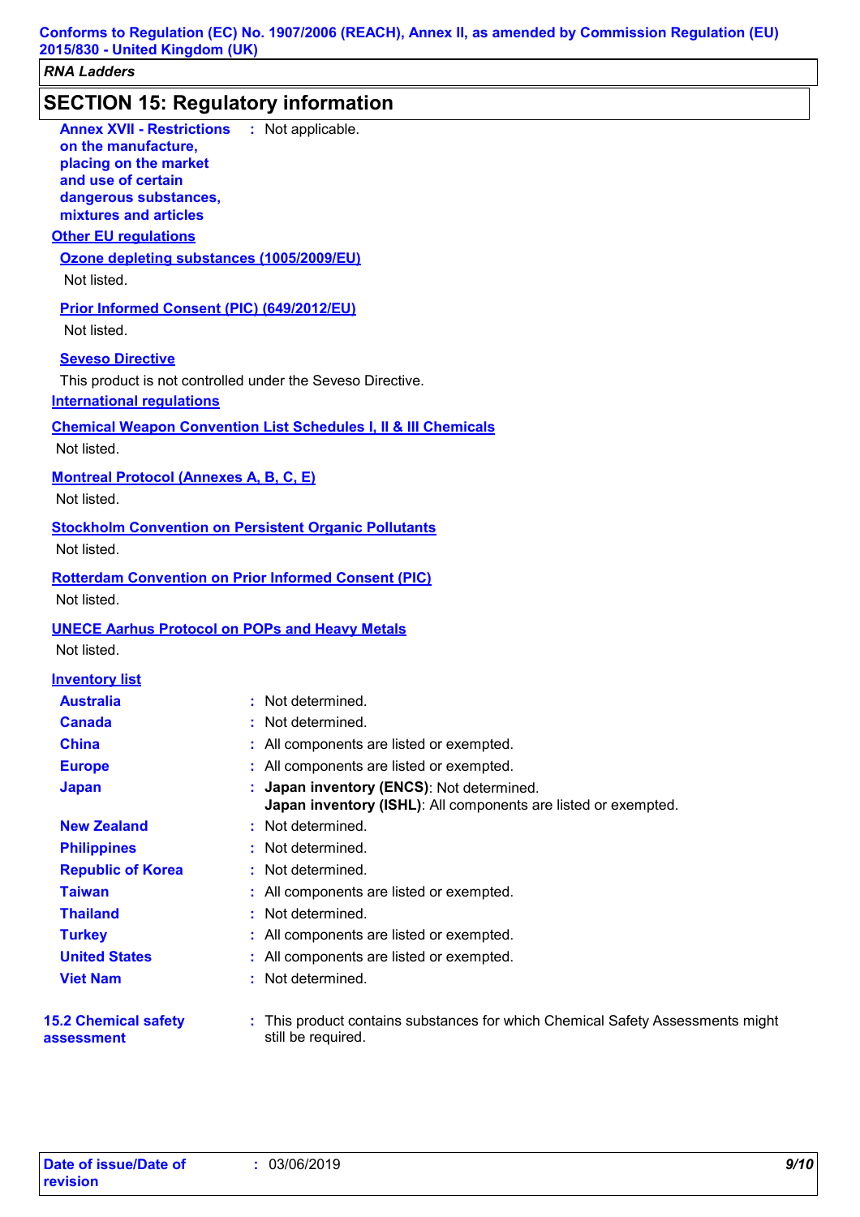## SECTION 15: Regulatory information

**Annex XVII - Restrictions on the manufacture, placing on the market and use of certain dangerous substances, mixtures and articles** : Not applicable.

### Other EU regulations

**Ozone depleting substances (1005/2009/EU)**

Not listed.

**Prior Informed Consent (PIC) (649/2012/EU)**

Not listed.

**Seveso Directive**

This product is not controlled under the Seveso Directive.

### International regulations

**Chemical Weapon Convention List Schedules I, II & III Chemicals**

Not listed.

**Montreal Protocol (Annexes A, B, C, E)**

Not listed.

**Stockholm Convention on Persistent Organic Pollutants**

Not listed.

**Rotterdam Convention on Prior Informed Consent (PIC)**

Not listed.

**UNECE Aarhus Protocol on POPs and Heavy Metals**

Not listed.

### Inventory list

| | |
|---|---|
| **Australia** | : Not determined. |
| **Canada** | : Not determined. |
| **China** | : All components are listed or exempted. |
| **Europe** | : All components are listed or exempted. |
| **Japan** | : **Japan inventory (ENCS)**: Not determined.<br>**Japan inventory (ISHL)**: All components are listed or exempted. |
| **New Zealand** | : Not determined. |
| **Philippines** | : Not determined. |
| **Republic of Korea** | : Not determined. |
| **Taiwan** | : All components are listed or exempted. |
| **Thailand** | : Not determined. |
| **Turkey** | : All components are listed or exempted. |
| **United States** | : All components are listed or exempted. |
| **Viet Nam** | : Not determined. |

**15.2 Chemical safety assessment** : This product contains substances for which Chemical Safety Assessments might still be required.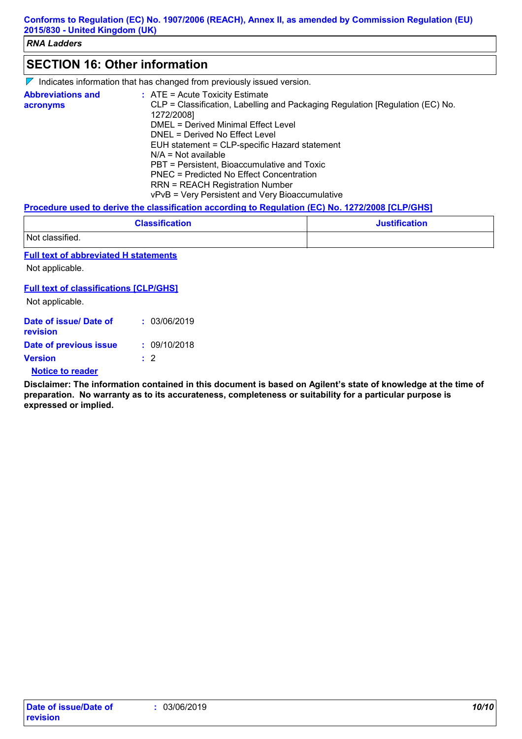## SECTION 16: Other information

Indicates information that has changed from previously issued version.

**Abbreviations and acronyms** : ATE = Acute Toxicity Estimate
CLP = Classification, Labelling and Packaging Regulation [Regulation (EC) No. 1272/2008]
DMEL = Derived Minimal Effect Level
DNEL = Derived No Effect Level
EUH statement = CLP-specific Hazard statement
N/A = Not available
PBT = Persistent, Bioaccumulative and Toxic
PNEC = Predicted No Effect Concentration
RRN = REACH Registration Number
vPvB = Very Persistent and Very Bioaccumulative

**Procedure used to derive the classification according to Regulation (EC) No. 1272/2008 [CLP/GHS]**

| Classification | Justification |
| --- | --- |
| Not classified. | |

**Full text of abbreviated H statements**

Not applicable.

**Full text of classifications [CLP/GHS]**

Not applicable.

**Date of issue/ Date of revision** : 03/06/2019

**Date of previous issue** : 09/10/2018

**Version** : 2

**Notice to reader**

**Disclaimer: The information contained in this document is based on Agilent's state of knowledge at the time of preparation. No warranty as to its accurateness, completeness or suitability for a particular purpose is expressed or implied.**